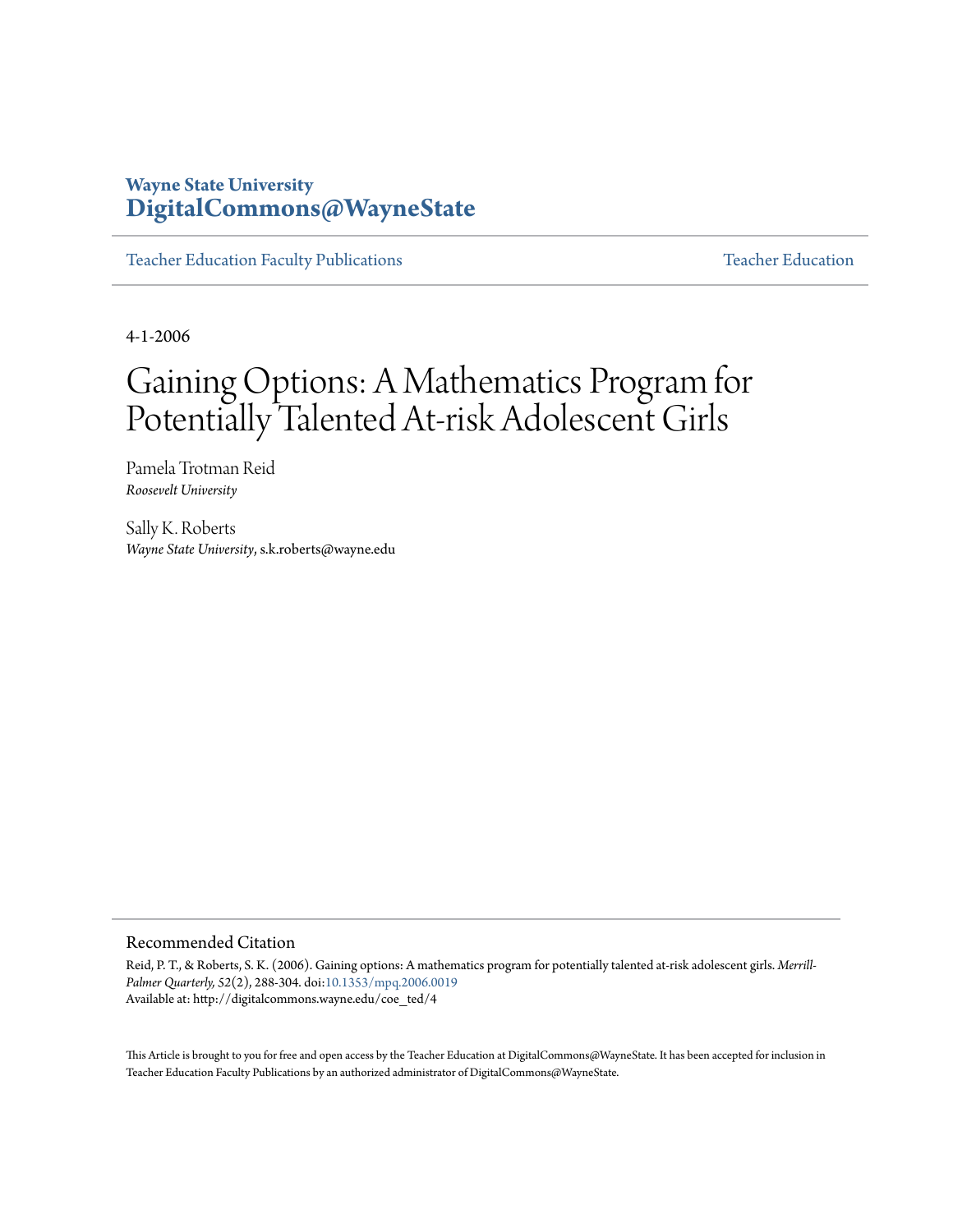Wayne State University
**DigitalCommons@WayneState**

Teacher Education Faculty Publications | Teacher Education

4-1-2006

# Gaining Options: A Mathematics Program for Potentially Talented At-risk Adolescent Girls

Pamela Trotman Reid
*Roosevelt University*

Sally K. Roberts
*Wayne State University*, s.k.roberts@wayne.edu

## Recommended Citation

Reid, P. T., & Roberts, S. K. (2006). Gaining options: A mathematics program for potentially talented at-risk adolescent girls. *Merrill-Palmer Quarterly, 52*(2), 288-304. doi:10.1353/mpq.2006.0019
Available at: http://digitalcommons.wayne.edu/coe_ted/4

This Article is brought to you for free and open access by the Teacher Education at DigitalCommons@WayneState. It has been accepted for inclusion in Teacher Education Faculty Publications by an authorized administrator of DigitalCommons@WayneState.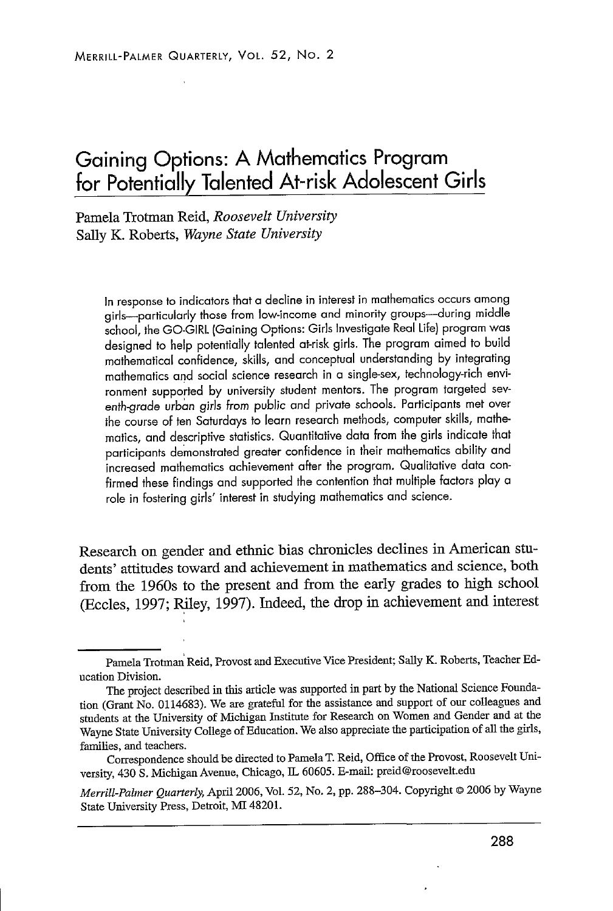# Gaining Options: A Mathematics Program for Potentially Talented At-risk Adolescent Girls

Pamela Trotman Reid, *Roosevelt University*
Sally K. Roberts, *Wayne State University*

In response to indicators that a decline in interest in mathematics occurs among girls—particularly those from low-income and minority groups—during middle school, the GO-GIRL (Gaining Options: Girls Investigate Real Life) program was designed to help potentially talented at-risk girls. The program aimed to build mathematical confidence, skills, and conceptual understanding by integrating mathematics and social science research in a single-sex, technology-rich environment supported by university student mentors. The program targeted seventh-grade urban girls from public and private schools. Participants met over the course of ten Saturdays to learn research methods, computer skills, mathematics, and descriptive statistics. Quantitative data from the girls indicate that participants demonstrated greater confidence in their mathematics ability and increased mathematics achievement after the program. Qualitative data confirmed these findings and supported the contention that multiple factors play a role in fostering girls' interest in studying mathematics and science.

Research on gender and ethnic bias chronicles declines in American students' attitudes toward and achievement in mathematics and science, both from the 1960s to the present and from the early grades to high school (Eccles, 1997; Riley, 1997). Indeed, the drop in achievement and interest

---

Pamela Trotman Reid, Provost and Executive Vice President; Sally K. Roberts, Teacher Education Division.

The project described in this article was supported in part by the National Science Foundation (Grant No. 0114683). We are grateful for the assistance and support of our colleagues and students at the University of Michigan Institute for Research on Women and Gender and at the Wayne State University College of Education. We also appreciate the participation of all the girls, families, and teachers.

Correspondence should be directed to Pamela T. Reid, Office of the Provost, Roosevelt University, 430 S. Michigan Avenue, Chicago, IL 60605. E-mail: preid@roosevelt.edu

*Merrill-Palmer Quarterly*, April 2006, Vol. 52, No. 2, pp. 288–304. Copyright © 2006 by Wayne State University Press, Detroit, MI 48201.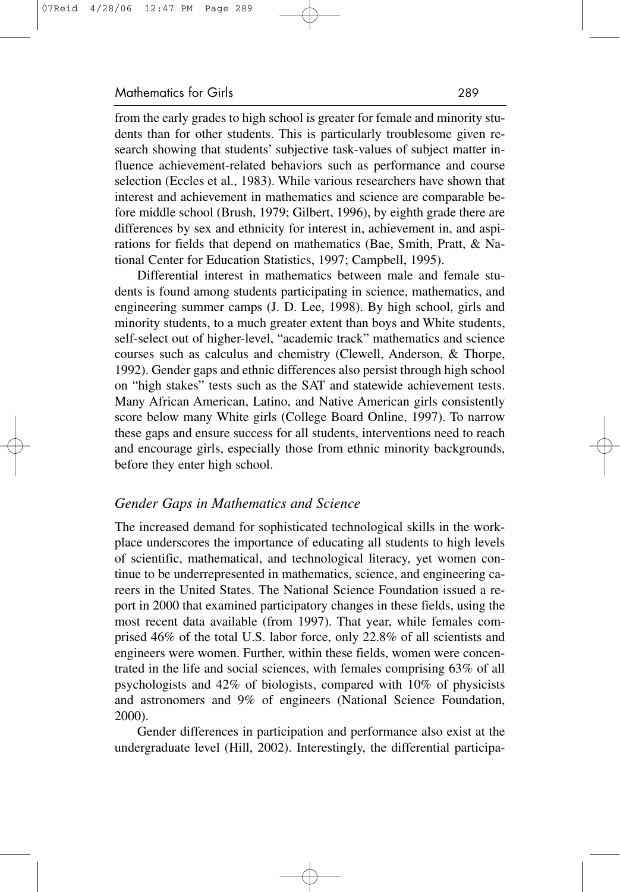from the early grades to high school is greater for female and minority students than for other students. This is particularly troublesome given research showing that students' subjective task-values of subject matter influence achievement-related behaviors such as performance and course selection (Eccles et al., 1983). While various researchers have shown that interest and achievement in mathematics and science are comparable before middle school (Brush, 1979; Gilbert, 1996), by eighth grade there are differences by sex and ethnicity for interest in, achievement in, and aspirations for fields that depend on mathematics (Bae, Smith, Pratt, & National Center for Education Statistics, 1997; Campbell, 1995).

Differential interest in mathematics between male and female students is found among students participating in science, mathematics, and engineering summer camps (J. D. Lee, 1998). By high school, girls and minority students, to a much greater extent than boys and White students, self-select out of higher-level, "academic track" mathematics and science courses such as calculus and chemistry (Clewell, Anderson, & Thorpe, 1992). Gender gaps and ethnic differences also persist through high school on "high stakes" tests such as the SAT and statewide achievement tests. Many African American, Latino, and Native American girls consistently score below many White girls (College Board Online, 1997). To narrow these gaps and ensure success for all students, interventions need to reach and encourage girls, especially those from ethnic minority backgrounds, before they enter high school.

### *Gender Gaps in Mathematics and Science*

The increased demand for sophisticated technological skills in the workplace underscores the importance of educating all students to high levels of scientific, mathematical, and technological literacy, yet women continue to be underrepresented in mathematics, science, and engineering careers in the United States. The National Science Foundation issued a report in 2000 that examined participatory changes in these fields, using the most recent data available (from 1997). That year, while females comprised 46% of the total U.S. labor force, only 22.8% of all scientists and engineers were women. Further, within these fields, women were concentrated in the life and social sciences, with females comprising 63% of all psychologists and 42% of biologists, compared with 10% of physicists and astronomers and 9% of engineers (National Science Foundation, 2000).

Gender differences in participation and performance also exist at the undergraduate level (Hill, 2002). Interestingly, the differential participa-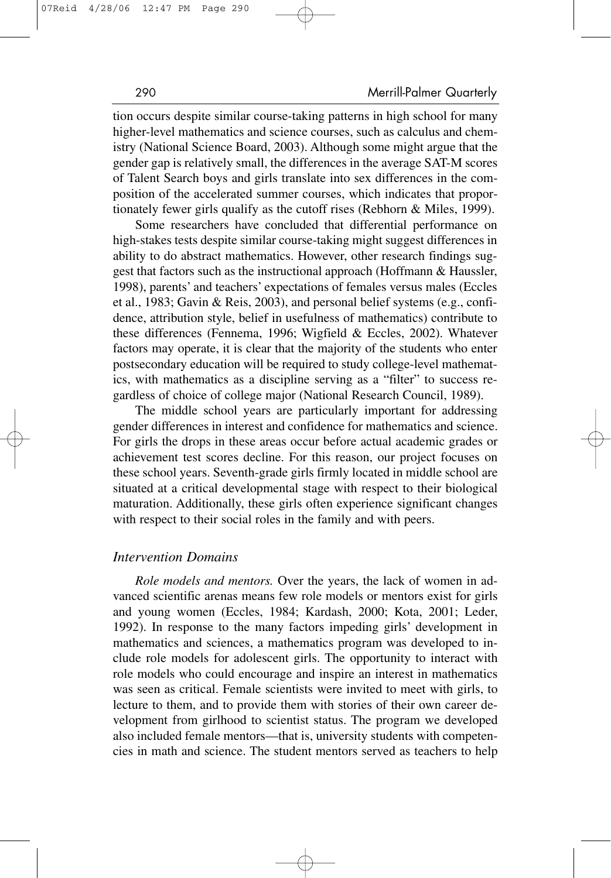tion occurs despite similar course-taking patterns in high school for many higher-level mathematics and science courses, such as calculus and chemistry (National Science Board, 2003). Although some might argue that the gender gap is relatively small, the differences in the average SAT-M scores of Talent Search boys and girls translate into sex differences in the composition of the accelerated summer courses, which indicates that proportionately fewer girls qualify as the cutoff rises (Rebhorn & Miles, 1999).

Some researchers have concluded that differential performance on high-stakes tests despite similar course-taking might suggest differences in ability to do abstract mathematics. However, other research findings suggest that factors such as the instructional approach (Hoffmann & Haussler, 1998), parents' and teachers' expectations of females versus males (Eccles et al., 1983; Gavin & Reis, 2003), and personal belief systems (e.g., confidence, attribution style, belief in usefulness of mathematics) contribute to these differences (Fennema, 1996; Wigfield & Eccles, 2002). Whatever factors may operate, it is clear that the majority of the students who enter postsecondary education will be required to study college-level mathematics, with mathematics as a discipline serving as a "filter" to success regardless of choice of college major (National Research Council, 1989).

The middle school years are particularly important for addressing gender differences in interest and confidence for mathematics and science. For girls the drops in these areas occur before actual academic grades or achievement test scores decline. For this reason, our project focuses on these school years. Seventh-grade girls firmly located in middle school are situated at a critical developmental stage with respect to their biological maturation. Additionally, these girls often experience significant changes with respect to their social roles in the family and with peers.

### *Intervention Domains*

*Role models and mentors.* Over the years, the lack of women in advanced scientific arenas means few role models or mentors exist for girls and young women (Eccles, 1984; Kardash, 2000; Kota, 2001; Leder, 1992). In response to the many factors impeding girls' development in mathematics and sciences, a mathematics program was developed to include role models for adolescent girls. The opportunity to interact with role models who could encourage and inspire an interest in mathematics was seen as critical. Female scientists were invited to meet with girls, to lecture to them, and to provide them with stories of their own career development from girlhood to scientist status. The program we developed also included female mentors—that is, university students with competencies in math and science. The student mentors served as teachers to help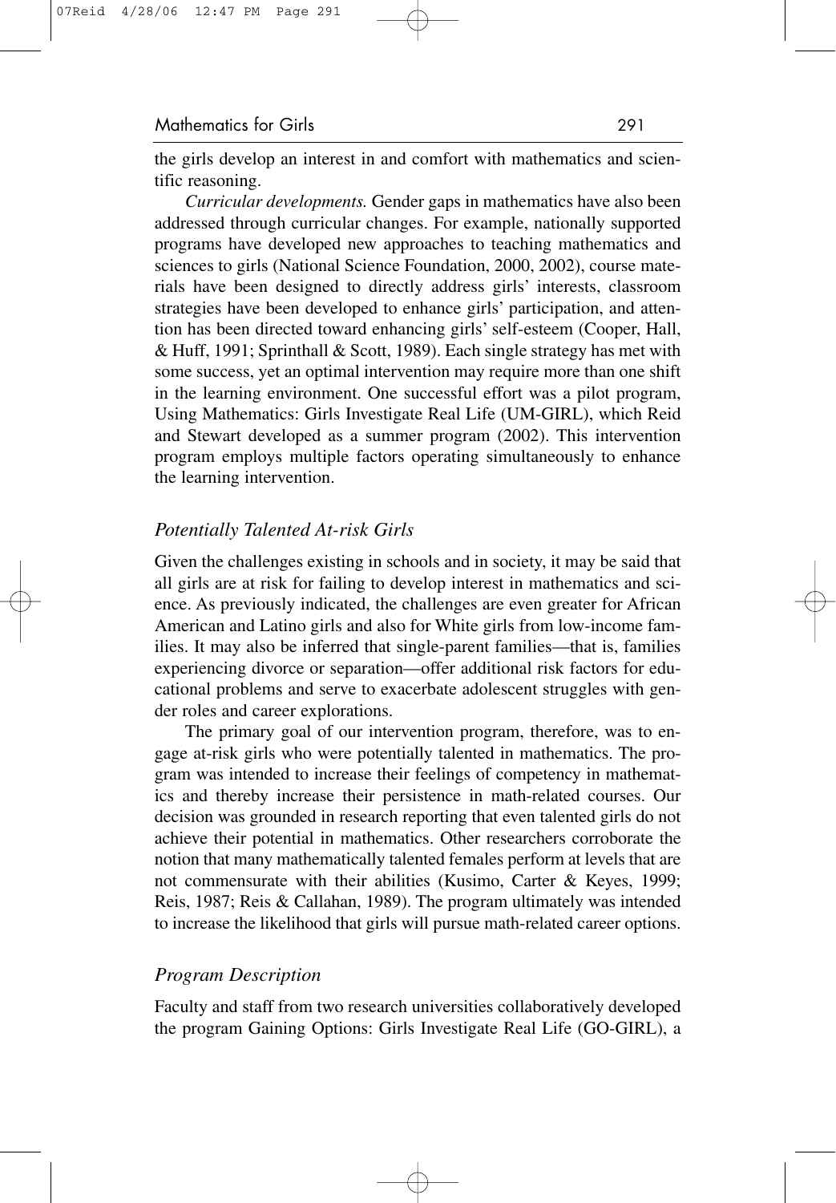the girls develop an interest in and comfort with mathematics and scientific reasoning.

*Curricular developments.* Gender gaps in mathematics have also been addressed through curricular changes. For example, nationally supported programs have developed new approaches to teaching mathematics and sciences to girls (National Science Foundation, 2000, 2002), course materials have been designed to directly address girls' interests, classroom strategies have been developed to enhance girls' participation, and attention has been directed toward enhancing girls' self-esteem (Cooper, Hall, & Huff, 1991; Sprinthall & Scott, 1989). Each single strategy has met with some success, yet an optimal intervention may require more than one shift in the learning environment. One successful effort was a pilot program, Using Mathematics: Girls Investigate Real Life (UM-GIRL), which Reid and Stewart developed as a summer program (2002). This intervention program employs multiple factors operating simultaneously to enhance the learning intervention.

### *Potentially Talented At-risk Girls*

Given the challenges existing in schools and in society, it may be said that all girls are at risk for failing to develop interest in mathematics and science. As previously indicated, the challenges are even greater for African American and Latino girls and also for White girls from low-income families. It may also be inferred that single-parent families—that is, families experiencing divorce or separation—offer additional risk factors for educational problems and serve to exacerbate adolescent struggles with gender roles and career explorations.

The primary goal of our intervention program, therefore, was to engage at-risk girls who were potentially talented in mathematics. The program was intended to increase their feelings of competency in mathematics and thereby increase their persistence in math-related courses. Our decision was grounded in research reporting that even talented girls do not achieve their potential in mathematics. Other researchers corroborate the notion that many mathematically talented females perform at levels that are not commensurate with their abilities (Kusimo, Carter & Keyes, 1999; Reis, 1987; Reis & Callahan, 1989). The program ultimately was intended to increase the likelihood that girls will pursue math-related career options.

### *Program Description*

Faculty and staff from two research universities collaboratively developed the program Gaining Options: Girls Investigate Real Life (GO-GIRL), a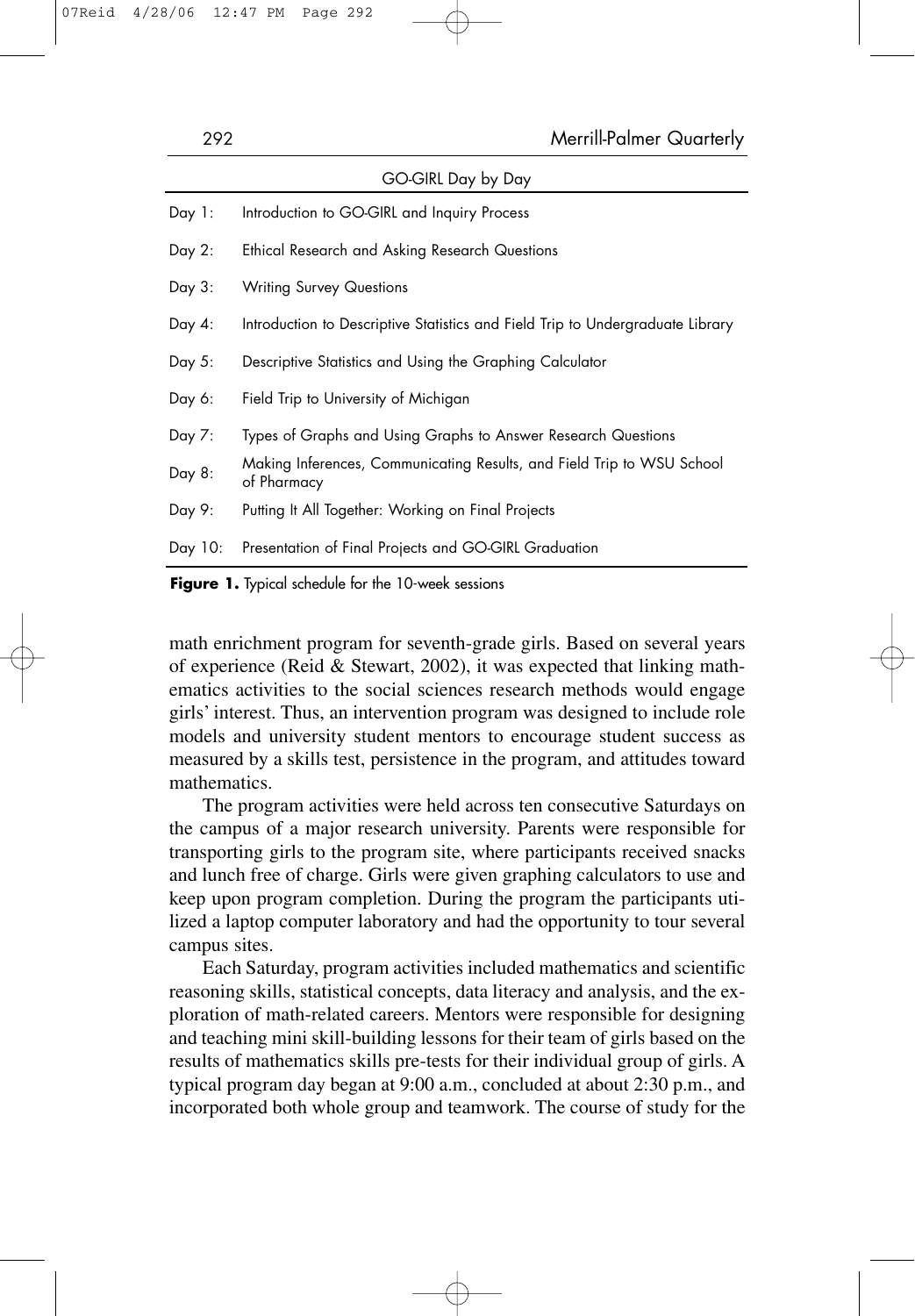| GO-GIRL Day by Day | |
|---|---|
| Day 1: | Introduction to GO-GIRL and Inquiry Process |
| Day 2: | Ethical Research and Asking Research Questions |
| Day 3: | Writing Survey Questions |
| Day 4: | Introduction to Descriptive Statistics and Field Trip to Undergraduate Library |
| Day 5: | Descriptive Statistics and Using the Graphing Calculator |
| Day 6: | Field Trip to University of Michigan |
| Day 7: | Types of Graphs and Using Graphs to Answer Research Questions |
| Day 8: | Making Inferences, Communicating Results, and Field Trip to WSU School of Pharmacy |
| Day 9: | Putting It All Together: Working on Final Projects |
| Day 10: | Presentation of Final Projects and GO-GIRL Graduation |

**Figure 1.** Typical schedule for the 10-week sessions

math enrichment program for seventh-grade girls. Based on several years of experience (Reid & Stewart, 2002), it was expected that linking mathematics activities to the social sciences research methods would engage girls' interest. Thus, an intervention program was designed to include role models and university student mentors to encourage student success as measured by a skills test, persistence in the program, and attitudes toward mathematics.

The program activities were held across ten consecutive Saturdays on the campus of a major research university. Parents were responsible for transporting girls to the program site, where participants received snacks and lunch free of charge. Girls were given graphing calculators to use and keep upon program completion. During the program the participants utilized a laptop computer laboratory and had the opportunity to tour several campus sites.

Each Saturday, program activities included mathematics and scientific reasoning skills, statistical concepts, data literacy and analysis, and the exploration of math-related careers. Mentors were responsible for designing and teaching mini skill-building lessons for their team of girls based on the results of mathematics skills pre-tests for their individual group of girls. A typical program day began at 9:00 a.m., concluded at about 2:30 p.m., and incorporated both whole group and teamwork. The course of study for the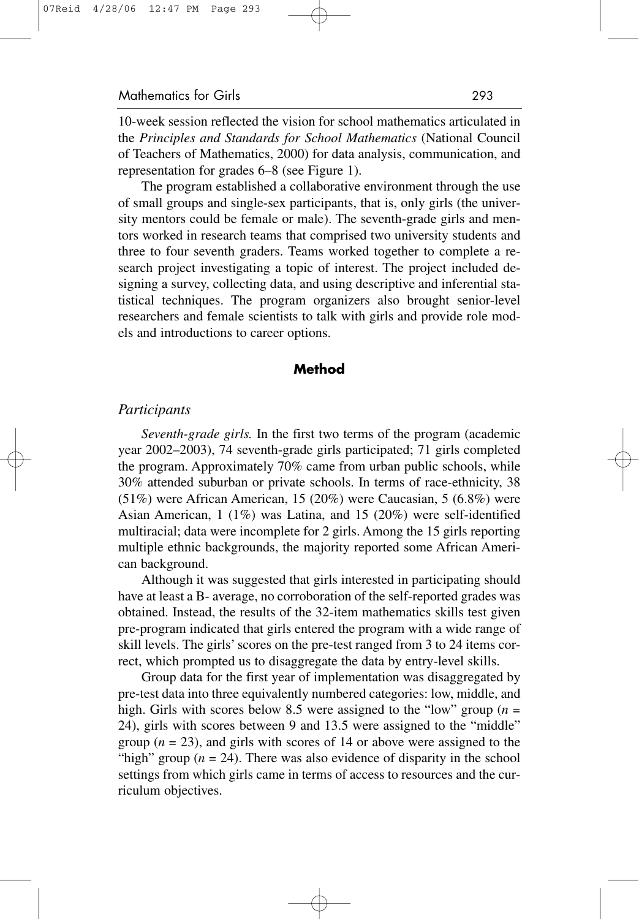10-week session reflected the vision for school mathematics articulated in the *Principles and Standards for School Mathematics* (National Council of Teachers of Mathematics, 2000) for data analysis, communication, and representation for grades 6–8 (see Figure 1).

The program established a collaborative environment through the use of small groups and single-sex participants, that is, only girls (the university mentors could be female or male). The seventh-grade girls and mentors worked in research teams that comprised two university students and three to four seventh graders. Teams worked together to complete a research project investigating a topic of interest. The project included designing a survey, collecting data, and using descriptive and inferential statistical techniques. The program organizers also brought senior-level researchers and female scientists to talk with girls and provide role models and introductions to career options.

## Method

### *Participants*

*Seventh-grade girls.* In the first two terms of the program (academic year 2002–2003), 74 seventh-grade girls participated; 71 girls completed the program. Approximately 70% came from urban public schools, while 30% attended suburban or private schools. In terms of race-ethnicity, 38 (51%) were African American, 15 (20%) were Caucasian, 5 (6.8%) were Asian American, 1 (1%) was Latina, and 15 (20%) were self-identified multiracial; data were incomplete for 2 girls. Among the 15 girls reporting multiple ethnic backgrounds, the majority reported some African American background.

Although it was suggested that girls interested in participating should have at least a B- average, no corroboration of the self-reported grades was obtained. Instead, the results of the 32-item mathematics skills test given pre-program indicated that girls entered the program with a wide range of skill levels. The girls' scores on the pre-test ranged from 3 to 24 items correct, which prompted us to disaggregate the data by entry-level skills.

Group data for the first year of implementation was disaggregated by pre-test data into three equivalently numbered categories: low, middle, and high. Girls with scores below 8.5 were assigned to the "low" group ($n$ = 24), girls with scores between 9 and 13.5 were assigned to the "middle" group ($n$ = 23), and girls with scores of 14 or above were assigned to the "high" group ($n$ = 24). There was also evidence of disparity in the school settings from which girls came in terms of access to resources and the curriculum objectives.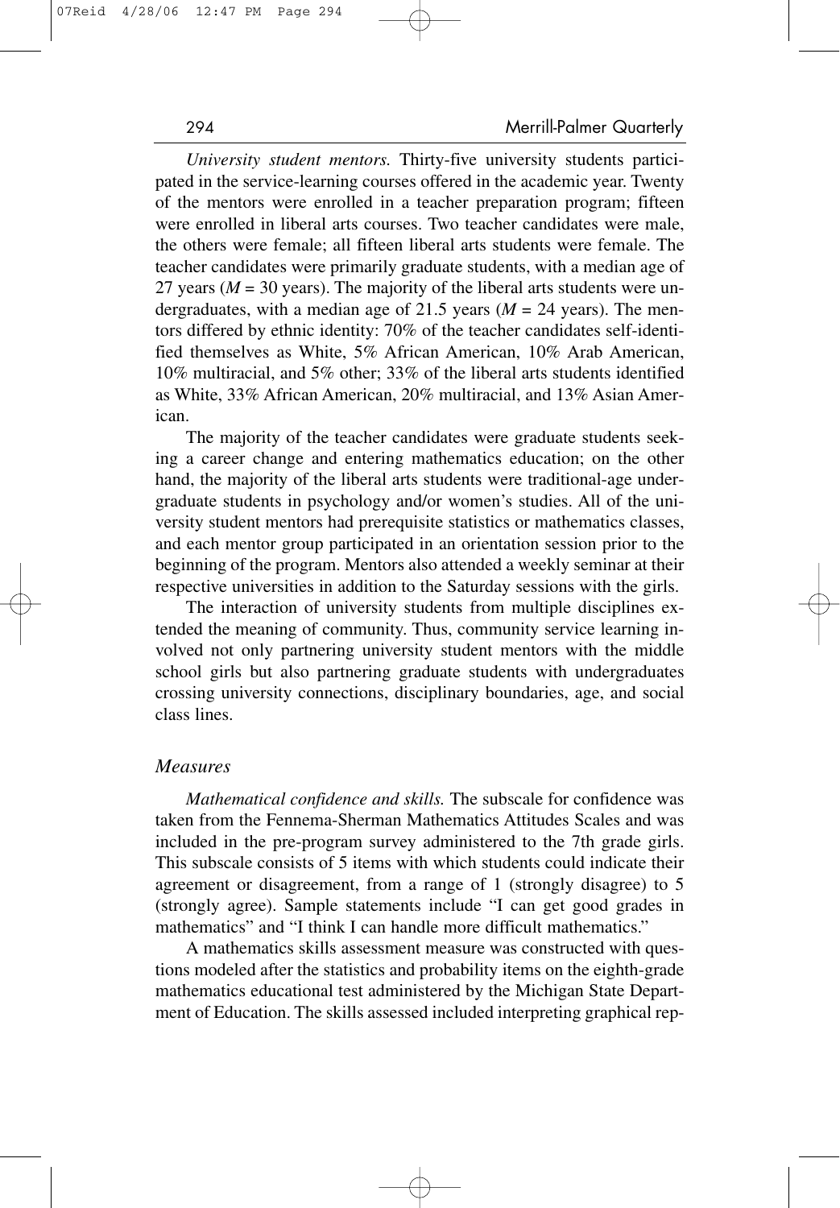*University student mentors.* Thirty-five university students participated in the service-learning courses offered in the academic year. Twenty of the mentors were enrolled in a teacher preparation program; fifteen were enrolled in liberal arts courses. Two teacher candidates were male, the others were female; all fifteen liberal arts students were female. The teacher candidates were primarily graduate students, with a median age of 27 years ($M$ = 30 years). The majority of the liberal arts students were undergraduates, with a median age of 21.5 years ($M$ = 24 years). The mentors differed by ethnic identity: 70% of the teacher candidates self-identified themselves as White, 5% African American, 10% Arab American, 10% multiracial, and 5% other; 33% of the liberal arts students identified as White, 33% African American, 20% multiracial, and 13% Asian American.

The majority of the teacher candidates were graduate students seeking a career change and entering mathematics education; on the other hand, the majority of the liberal arts students were traditional-age undergraduate students in psychology and/or women's studies. All of the university student mentors had prerequisite statistics or mathematics classes, and each mentor group participated in an orientation session prior to the beginning of the program. Mentors also attended a weekly seminar at their respective universities in addition to the Saturday sessions with the girls.

The interaction of university students from multiple disciplines extended the meaning of community. Thus, community service learning involved not only partnering university student mentors with the middle school girls but also partnering graduate students with undergraduates crossing university connections, disciplinary boundaries, age, and social class lines.

### *Measures*

*Mathematical confidence and skills.* The subscale for confidence was taken from the Fennema-Sherman Mathematics Attitudes Scales and was included in the pre-program survey administered to the 7th grade girls. This subscale consists of 5 items with which students could indicate their agreement or disagreement, from a range of 1 (strongly disagree) to 5 (strongly agree). Sample statements include "I can get good grades in mathematics" and "I think I can handle more difficult mathematics."

A mathematics skills assessment measure was constructed with questions modeled after the statistics and probability items on the eighth-grade mathematics educational test administered by the Michigan State Department of Education. The skills assessed included interpreting graphical rep-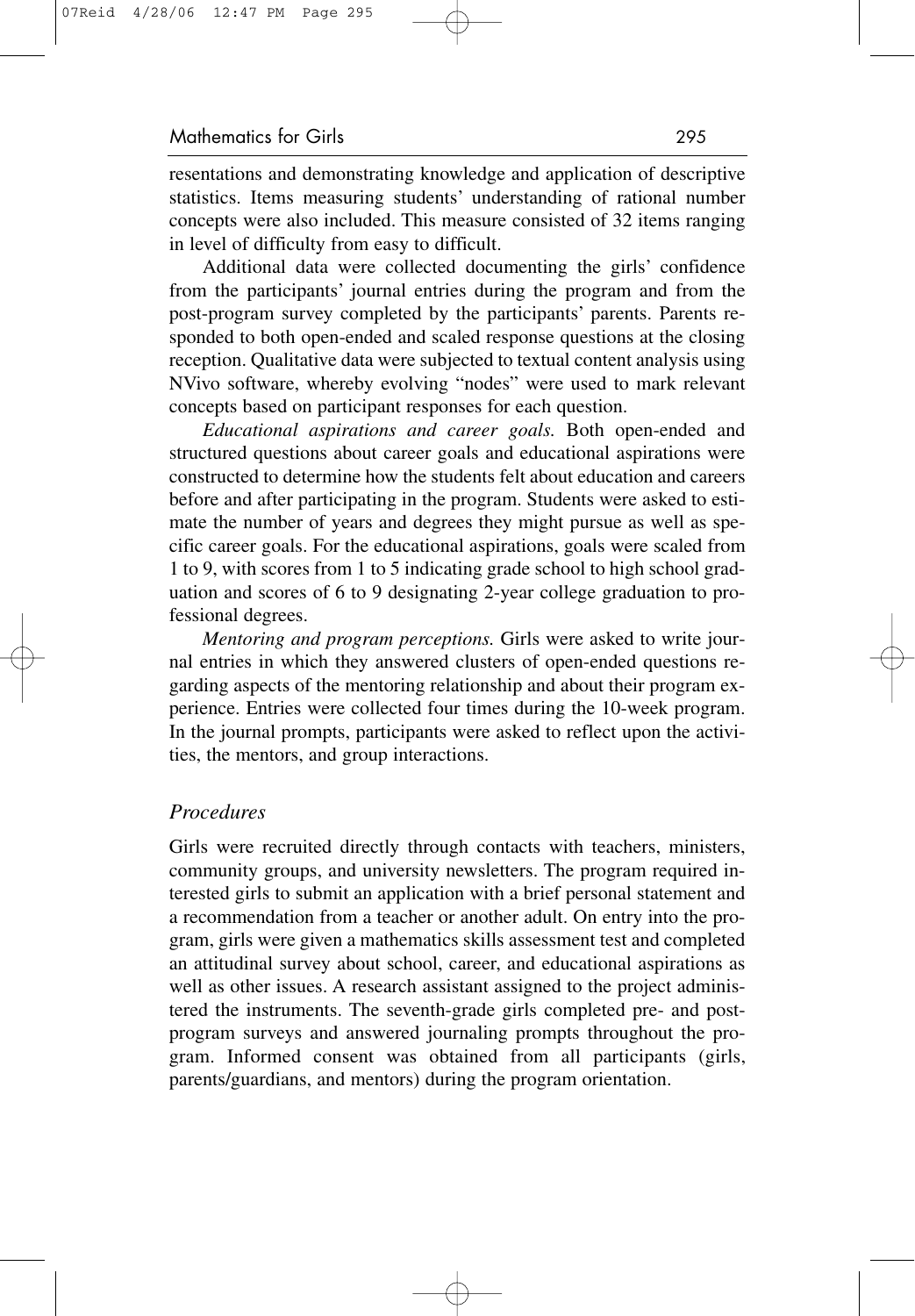resentations and demonstrating knowledge and application of descriptive statistics. Items measuring students' understanding of rational number concepts were also included. This measure consisted of 32 items ranging in level of difficulty from easy to difficult.

Additional data were collected documenting the girls' confidence from the participants' journal entries during the program and from the post-program survey completed by the participants' parents. Parents responded to both open-ended and scaled response questions at the closing reception. Qualitative data were subjected to textual content analysis using NVivo software, whereby evolving "nodes" were used to mark relevant concepts based on participant responses for each question.

*Educational aspirations and career goals.* Both open-ended and structured questions about career goals and educational aspirations were constructed to determine how the students felt about education and careers before and after participating in the program. Students were asked to estimate the number of years and degrees they might pursue as well as specific career goals. For the educational aspirations, goals were scaled from 1 to 9, with scores from 1 to 5 indicating grade school to high school graduation and scores of 6 to 9 designating 2-year college graduation to professional degrees.

*Mentoring and program perceptions.* Girls were asked to write journal entries in which they answered clusters of open-ended questions regarding aspects of the mentoring relationship and about their program experience. Entries were collected four times during the 10-week program. In the journal prompts, participants were asked to reflect upon the activities, the mentors, and group interactions.

### *Procedures*

Girls were recruited directly through contacts with teachers, ministers, community groups, and university newsletters. The program required interested girls to submit an application with a brief personal statement and a recommendation from a teacher or another adult. On entry into the program, girls were given a mathematics skills assessment test and completed an attitudinal survey about school, career, and educational aspirations as well as other issues. A research assistant assigned to the project administered the instruments. The seventh-grade girls completed pre- and post-program surveys and answered journaling prompts throughout the program. Informed consent was obtained from all participants (girls, parents/guardians, and mentors) during the program orientation.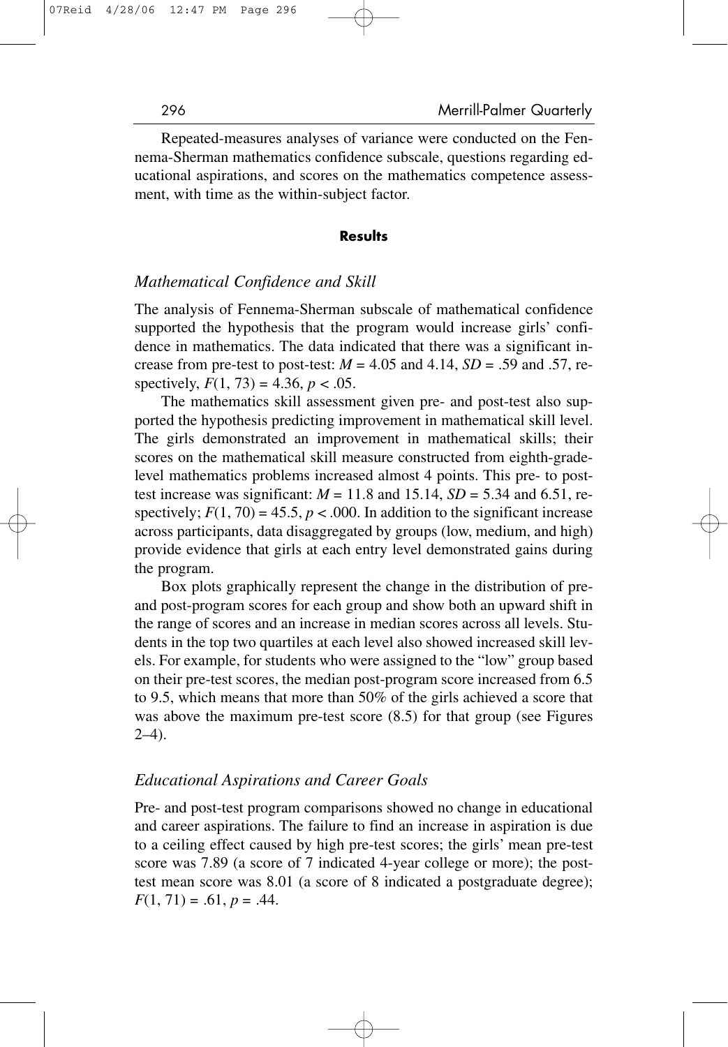Repeated-measures analyses of variance were conducted on the Fennema-Sherman mathematics confidence subscale, questions regarding educational aspirations, and scores on the mathematics competence assessment, with time as the within-subject factor.

## Results

### *Mathematical Confidence and Skill*

The analysis of Fennema-Sherman subscale of mathematical confidence supported the hypothesis that the program would increase girls' confidence in mathematics. The data indicated that there was a significant increase from pre-test to post-test: $M = 4.05$ and $4.14$, $SD = .59$ and $.57$, respectively, $F(1, 73) = 4.36$, $p < .05$.

The mathematics skill assessment given pre- and post-test also supported the hypothesis predicting improvement in mathematical skill level. The girls demonstrated an improvement in mathematical skills; their scores on the mathematical skill measure constructed from eighth-grade-level mathematics problems increased almost 4 points. This pre- to post-test increase was significant: $M = 11.8$ and $15.14$, $SD = 5.34$ and $6.51$, respectively; $F(1, 70) = 45.5$, $p < .000$. In addition to the significant increase across participants, data disaggregated by groups (low, medium, and high) provide evidence that girls at each entry level demonstrated gains during the program.

Box plots graphically represent the change in the distribution of pre- and post-program scores for each group and show both an upward shift in the range of scores and an increase in median scores across all levels. Students in the top two quartiles at each level also showed increased skill levels. For example, for students who were assigned to the "low" group based on their pre-test scores, the median post-program score increased from 6.5 to 9.5, which means that more than 50% of the girls achieved a score that was above the maximum pre-test score (8.5) for that group (see Figures 2–4).

### *Educational Aspirations and Career Goals*

Pre- and post-test program comparisons showed no change in educational and career aspirations. The failure to find an increase in aspiration is due to a ceiling effect caused by high pre-test scores; the girls' mean pre-test score was 7.89 (a score of 7 indicated 4-year college or more); the post-test mean score was 8.01 (a score of 8 indicated a postgraduate degree); $F(1, 71) = .61$, $p = .44$.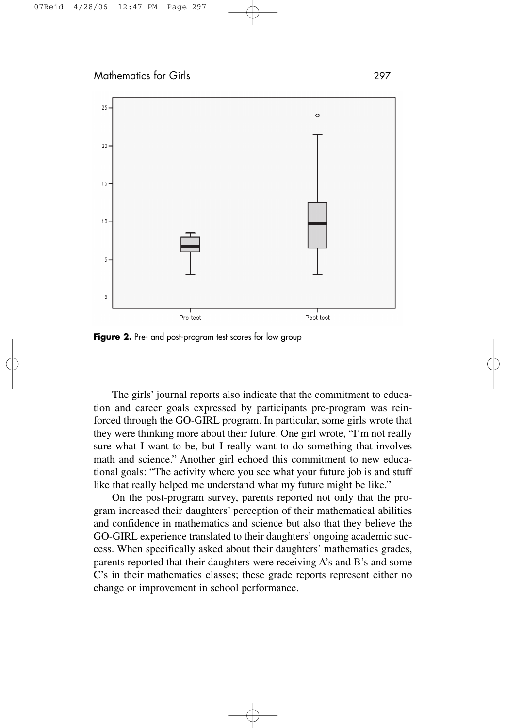Figure 2. Pre- and post-program test scores for low group

The girls' journal reports also indicate that the commitment to education and career goals expressed by participants pre-program was reinforced through the GO-GIRL program. In particular, some girls wrote that they were thinking more about their future. One girl wrote, "I'm not really sure what I want to be, but I really want to do something that involves math and science." Another girl echoed this commitment to new educational goals: "The activity where you see what your future job is and stuff like that really helped me understand what my future might be like."

On the post-program survey, parents reported not only that the program increased their daughters' perception of their mathematical abilities and confidence in mathematics and science but also that they believe the GO-GIRL experience translated to their daughters' ongoing academic success. When specifically asked about their daughters' mathematics grades, parents reported that their daughters were receiving A's and B's and some C's in their mathematics classes; these grade reports represent either no change or improvement in school performance.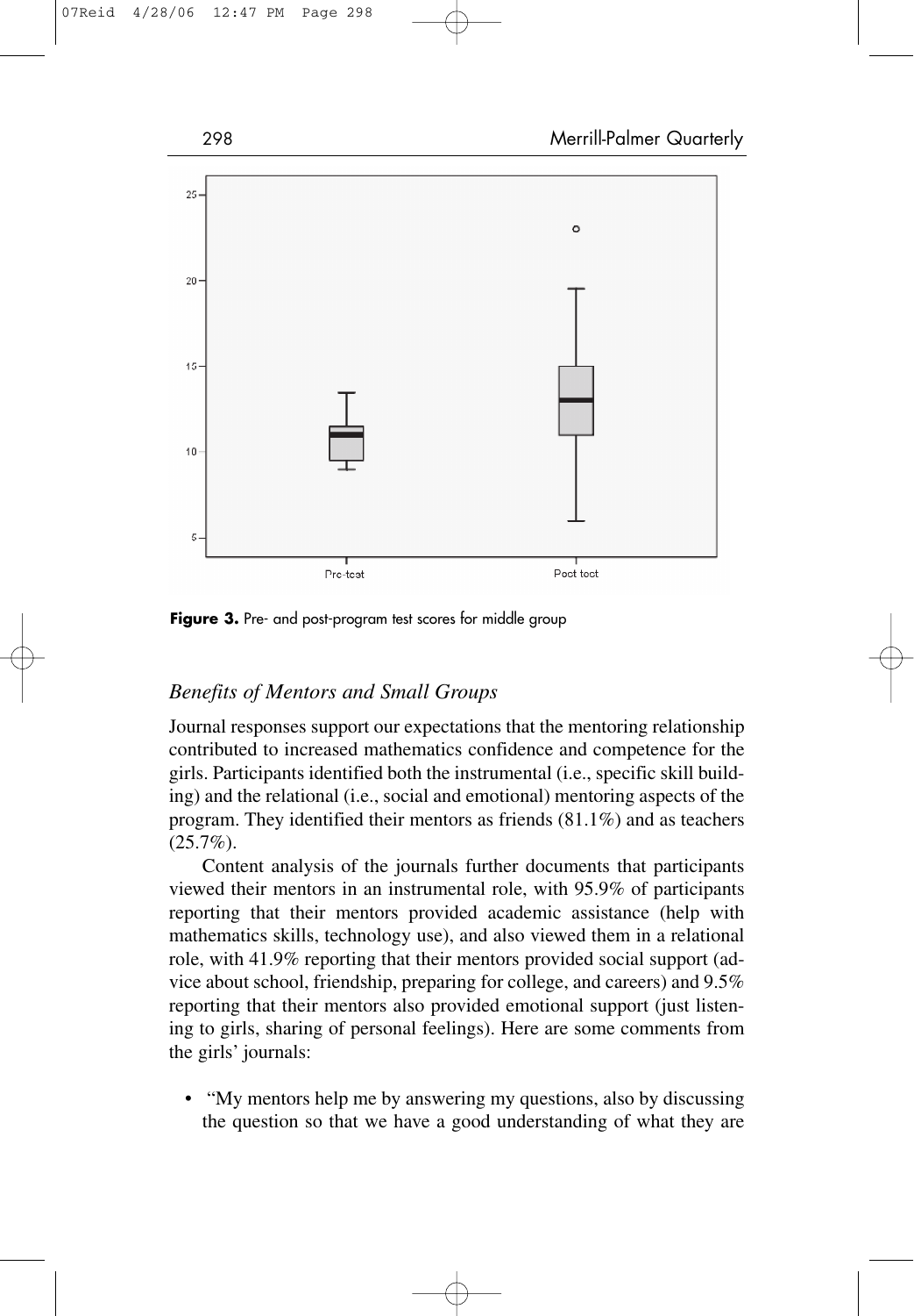**Figure 3.** Pre- and post-program test scores for middle group

### *Benefits of Mentors and Small Groups*

Journal responses support our expectations that the mentoring relationship contributed to increased mathematics confidence and competence for the girls. Participants identified both the instrumental (i.e., specific skill building) and the relational (i.e., social and emotional) mentoring aspects of the program. They identified their mentors as friends (81.1%) and as teachers (25.7%).

Content analysis of the journals further documents that participants viewed their mentors in an instrumental role, with 95.9% of participants reporting that their mentors provided academic assistance (help with mathematics skills, technology use), and also viewed them in a relational role, with 41.9% reporting that their mentors provided social support (advice about school, friendship, preparing for college, and careers) and 9.5% reporting that their mentors also provided emotional support (just listening to girls, sharing of personal feelings). Here are some comments from the girls' journals:

- "My mentors help me by answering my questions, also by discussing the question so that we have a good understanding of what they are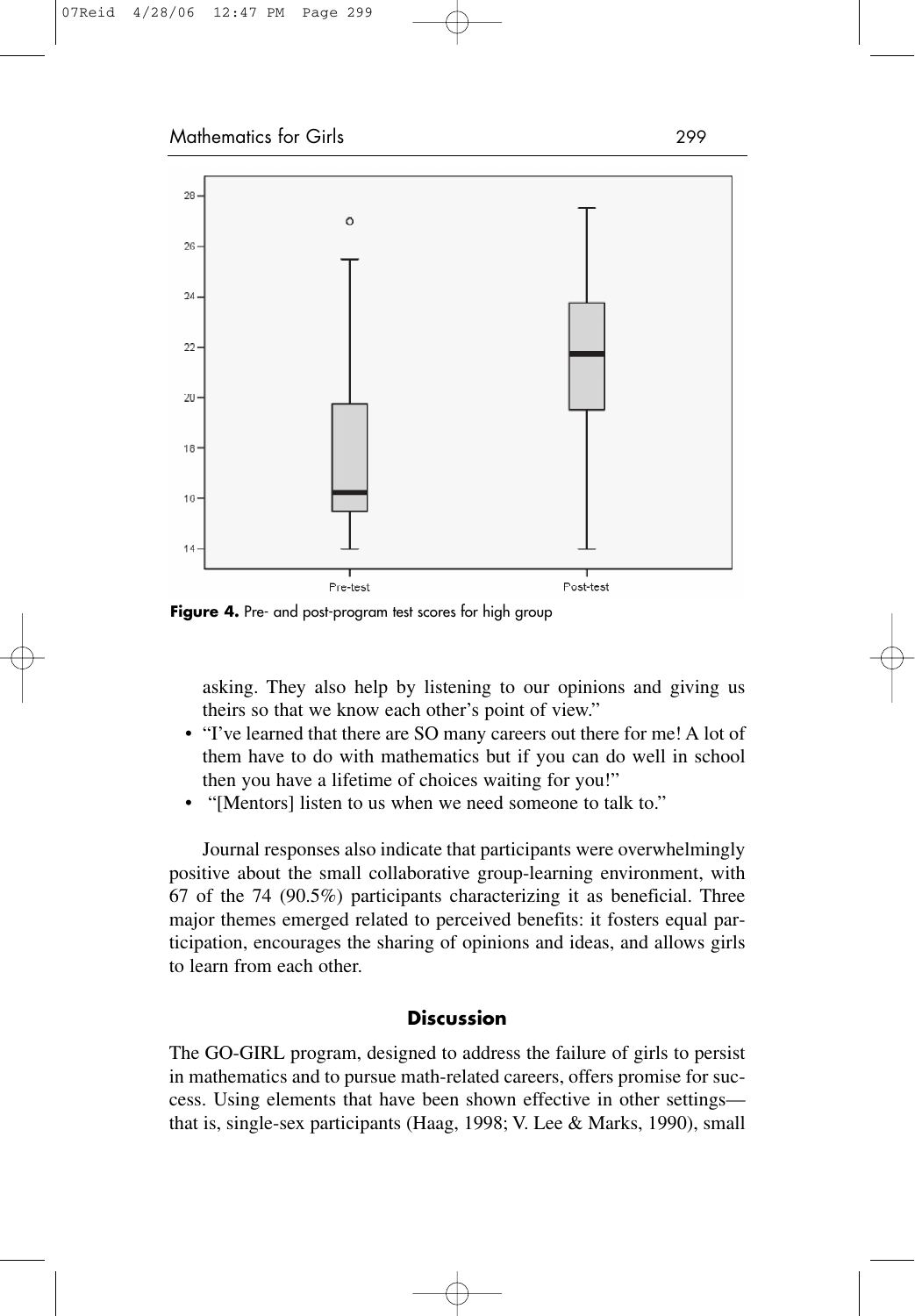**Figure 4.** Pre- and post-program test scores for high group

asking. They also help by listening to our opinions and giving us theirs so that we know each other's point of view."

- "I've learned that there are SO many careers out there for me! A lot of them have to do with mathematics but if you can do well in school then you have a lifetime of choices waiting for you!"
- "[Mentors] listen to us when we need someone to talk to."

Journal responses also indicate that participants were overwhelmingly positive about the small collaborative group-learning environment, with 67 of the 74 (90.5%) participants characterizing it as beneficial. Three major themes emerged related to perceived benefits: it fosters equal participation, encourages the sharing of opinions and ideas, and allows girls to learn from each other.

## Discussion

The GO-GIRL program, designed to address the failure of girls to persist in mathematics and to pursue math-related careers, offers promise for success. Using elements that have been shown effective in other settings—that is, single-sex participants (Haag, 1998; V. Lee & Marks, 1990), small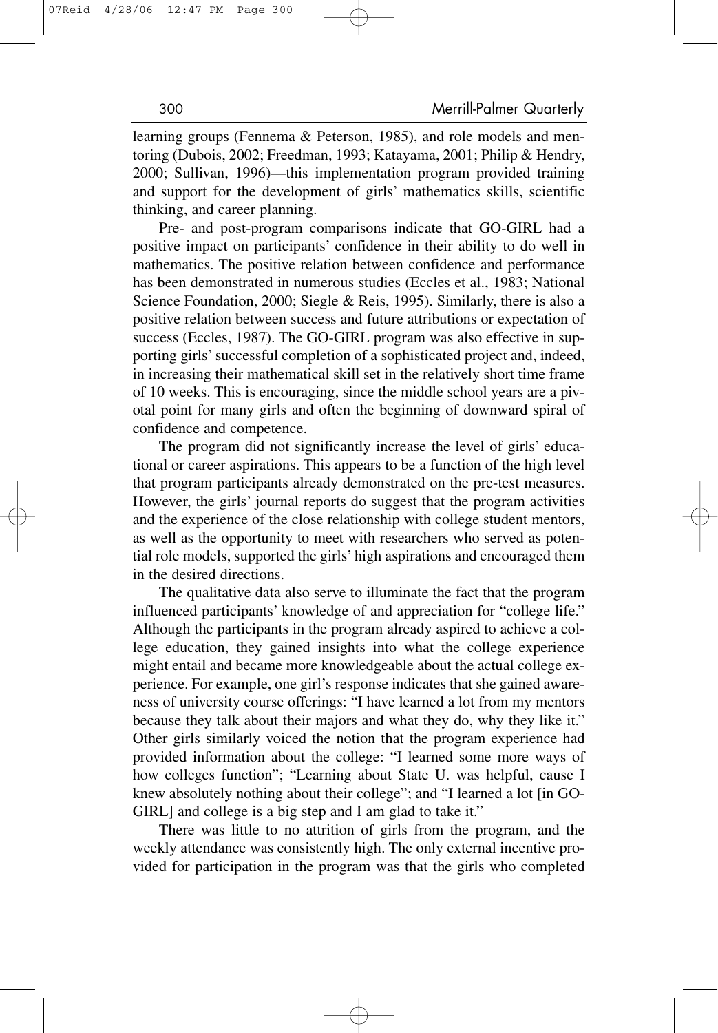learning groups (Fennema & Peterson, 1985), and role models and mentoring (Dubois, 2002; Freedman, 1993; Katayama, 2001; Philip & Hendry, 2000; Sullivan, 1996)—this implementation program provided training and support for the development of girls' mathematics skills, scientific thinking, and career planning.

Pre- and post-program comparisons indicate that GO-GIRL had a positive impact on participants' confidence in their ability to do well in mathematics. The positive relation between confidence and performance has been demonstrated in numerous studies (Eccles et al., 1983; National Science Foundation, 2000; Siegle & Reis, 1995). Similarly, there is also a positive relation between success and future attributions or expectation of success (Eccles, 1987). The GO-GIRL program was also effective in supporting girls' successful completion of a sophisticated project and, indeed, in increasing their mathematical skill set in the relatively short time frame of 10 weeks. This is encouraging, since the middle school years are a pivotal point for many girls and often the beginning of downward spiral of confidence and competence.

The program did not significantly increase the level of girls' educational or career aspirations. This appears to be a function of the high level that program participants already demonstrated on the pre-test measures. However, the girls' journal reports do suggest that the program activities and the experience of the close relationship with college student mentors, as well as the opportunity to meet with researchers who served as potential role models, supported the girls' high aspirations and encouraged them in the desired directions.

The qualitative data also serve to illuminate the fact that the program influenced participants' knowledge of and appreciation for "college life." Although the participants in the program already aspired to achieve a college education, they gained insights into what the college experience might entail and became more knowledgeable about the actual college experience. For example, one girl's response indicates that she gained awareness of university course offerings: "I have learned a lot from my mentors because they talk about their majors and what they do, why they like it." Other girls similarly voiced the notion that the program experience had provided information about the college: "I learned some more ways of how colleges function"; "Learning about State U. was helpful, cause I knew absolutely nothing about their college"; and "I learned a lot [in GO-GIRL] and college is a big step and I am glad to take it."

There was little to no attrition of girls from the program, and the weekly attendance was consistently high. The only external incentive provided for participation in the program was that the girls who completed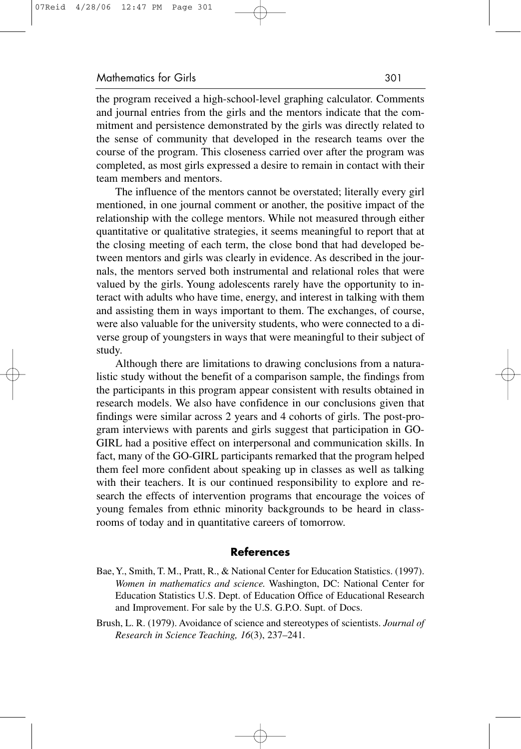the program received a high-school-level graphing calculator. Comments and journal entries from the girls and the mentors indicate that the commitment and persistence demonstrated by the girls was directly related to the sense of community that developed in the research teams over the course of the program. This closeness carried over after the program was completed, as most girls expressed a desire to remain in contact with their team members and mentors.

The influence of the mentors cannot be overstated; literally every girl mentioned, in one journal comment or another, the positive impact of the relationship with the college mentors. While not measured through either quantitative or qualitative strategies, it seems meaningful to report that at the closing meeting of each term, the close bond that had developed between mentors and girls was clearly in evidence. As described in the journals, the mentors served both instrumental and relational roles that were valued by the girls. Young adolescents rarely have the opportunity to interact with adults who have time, energy, and interest in talking with them and assisting them in ways important to them. The exchanges, of course, were also valuable for the university students, who were connected to a diverse group of youngsters in ways that were meaningful to their subject of study.

Although there are limitations to drawing conclusions from a naturalistic study without the benefit of a comparison sample, the findings from the participants in this program appear consistent with results obtained in research models. We also have confidence in our conclusions given that findings were similar across 2 years and 4 cohorts of girls. The post-program interviews with parents and girls suggest that participation in GO-GIRL had a positive effect on interpersonal and communication skills. In fact, many of the GO-GIRL participants remarked that the program helped them feel more confident about speaking up in classes as well as talking with their teachers. It is our continued responsibility to explore and research the effects of intervention programs that encourage the voices of young females from ethnic minority backgrounds to be heard in classrooms of today and in quantitative careers of tomorrow.

## References

Bae, Y., Smith, T. M., Pratt, R., & National Center for Education Statistics. (1997). *Women in mathematics and science.* Washington, DC: National Center for Education Statistics U.S. Dept. of Education Office of Educational Research and Improvement. For sale by the U.S. G.P.O. Supt. of Docs.

Brush, L. R. (1979). Avoidance of science and stereotypes of scientists. *Journal of Research in Science Teaching, 16*(3), 237–241.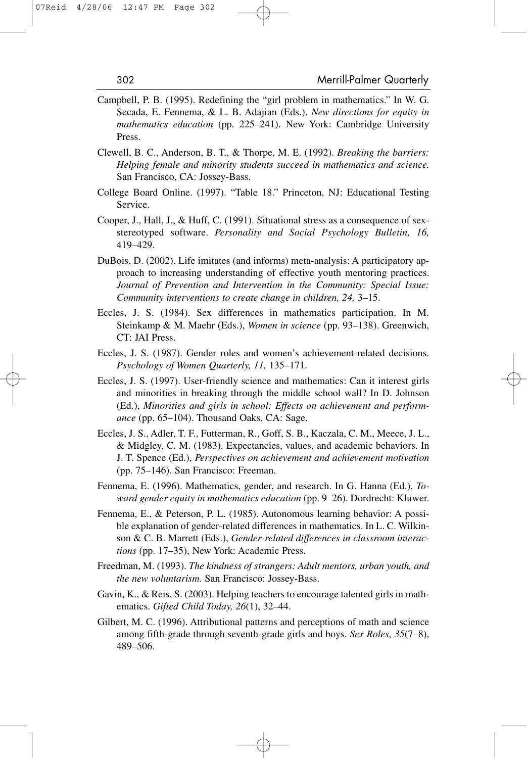Campbell, P. B. (1995). Redefining the "girl problem in mathematics." In W. G. Secada, E. Fennema, & L. B. Adajian (Eds.), *New directions for equity in mathematics education* (pp. 225–241). New York: Cambridge University Press.

Clewell, B. C., Anderson, B. T., & Thorpe, M. E. (1992). *Breaking the barriers: Helping female and minority students succeed in mathematics and science.* San Francisco, CA: Jossey-Bass.

College Board Online. (1997). "Table 18." Princeton, NJ: Educational Testing Service.

Cooper, J., Hall, J., & Huff, C. (1991). Situational stress as a consequence of sex-stereotyped software. *Personality and Social Psychology Bulletin, 16,* 419–429.

DuBois, D. (2002). Life imitates (and informs) meta-analysis: A participatory approach to increasing understanding of effective youth mentoring practices. *Journal of Prevention and Intervention in the Community: Special Issue: Community interventions to create change in children, 24,* 3–15.

Eccles, J. S. (1984). Sex differences in mathematics participation. In M. Steinkamp & M. Maehr (Eds.), *Women in science* (pp. 93–138). Greenwich, CT: JAI Press.

Eccles, J. S. (1987). Gender roles and women's achievement-related decisions. *Psychology of Women Quarterly, 11,* 135–171.

Eccles, J. S. (1997). User-friendly science and mathematics: Can it interest girls and minorities in breaking through the middle school wall? In D. Johnson (Ed.), *Minorities and girls in school: Effects on achievement and performance* (pp. 65–104). Thousand Oaks, CA: Sage.

Eccles, J. S., Adler, T. F., Futterman, R., Goff, S. B., Kaczala, C. M., Meece, J. L., & Midgley, C. M. (1983). Expectancies, values, and academic behaviors. In J. T. Spence (Ed.), *Perspectives on achievement and achievement motivation* (pp. 75–146). San Francisco: Freeman.

Fennema, E. (1996). Mathematics, gender, and research. In G. Hanna (Ed.), *Toward gender equity in mathematics education* (pp. 9–26). Dordrecht: Kluwer.

Fennema, E., & Peterson, P. L. (1985). Autonomous learning behavior: A possible explanation of gender-related differences in mathematics. In L. C. Wilkinson & C. B. Marrett (Eds.), *Gender-related differences in classroom interactions* (pp. 17–35), New York: Academic Press.

Freedman, M. (1993). *The kindness of strangers: Adult mentors, urban youth, and the new voluntarism.* San Francisco: Jossey-Bass.

Gavin, K., & Reis, S. (2003). Helping teachers to encourage talented girls in mathematics. *Gifted Child Today, 26*(1), 32–44.

Gilbert, M. C. (1996). Attributional patterns and perceptions of math and science among fifth-grade through seventh-grade girls and boys. *Sex Roles, 35*(7–8), 489–506.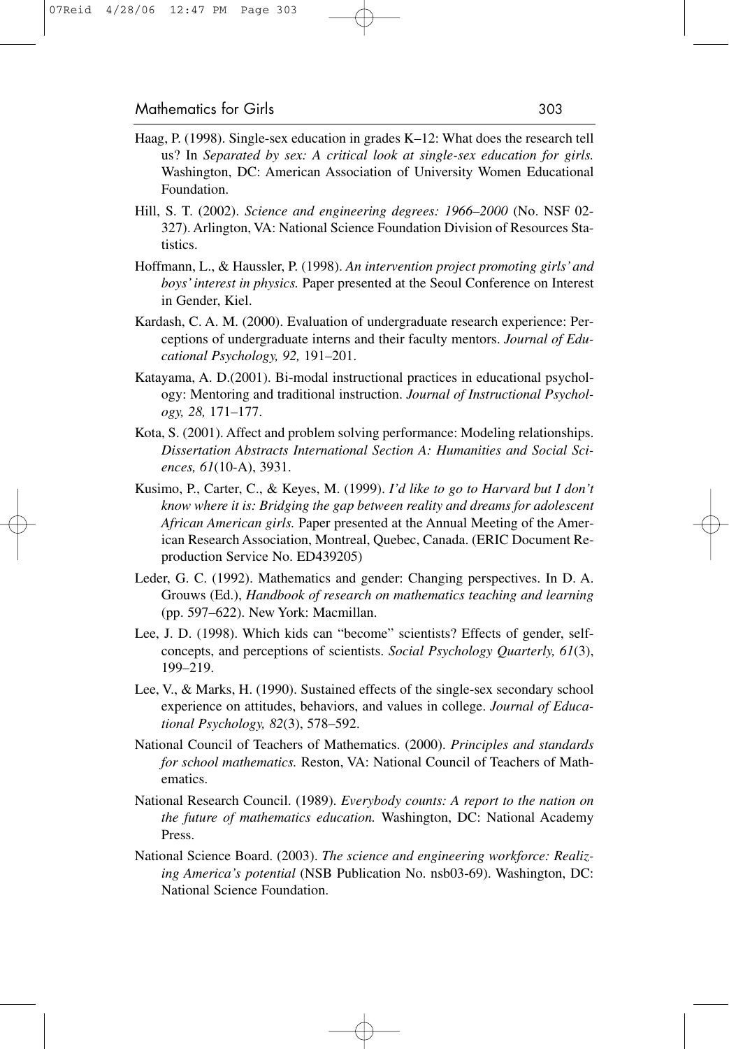Haag, P. (1998). Single-sex education in grades K–12: What does the research tell us? In *Separated by sex: A critical look at single-sex education for girls.* Washington, DC: American Association of University Women Educational Foundation.

Hill, S. T. (2002). *Science and engineering degrees: 1966–2000* (No. NSF 02-327). Arlington, VA: National Science Foundation Division of Resources Statistics.

Hoffmann, L., & Haussler, P. (1998). *An intervention project promoting girls' and boys' interest in physics.* Paper presented at the Seoul Conference on Interest in Gender, Kiel.

Kardash, C. A. M. (2000). Evaluation of undergraduate research experience: Perceptions of undergraduate interns and their faculty mentors. *Journal of Educational Psychology, 92,* 191–201.

Katayama, A. D.(2001). Bi-modal instructional practices in educational psychology: Mentoring and traditional instruction. *Journal of Instructional Psychology, 28,* 171–177.

Kota, S. (2001). Affect and problem solving performance: Modeling relationships. *Dissertation Abstracts International Section A: Humanities and Social Sciences, 61*(10-A), 3931.

Kusimo, P., Carter, C., & Keyes, M. (1999). *I'd like to go to Harvard but I don't know where it is: Bridging the gap between reality and dreams for adolescent African American girls.* Paper presented at the Annual Meeting of the American Research Association, Montreal, Quebec, Canada. (ERIC Document Reproduction Service No. ED439205)

Leder, G. C. (1992). Mathematics and gender: Changing perspectives. In D. A. Grouws (Ed.), *Handbook of research on mathematics teaching and learning* (pp. 597–622). New York: Macmillan.

Lee, J. D. (1998). Which kids can "become" scientists? Effects of gender, self-concepts, and perceptions of scientists. *Social Psychology Quarterly, 61*(3), 199–219.

Lee, V., & Marks, H. (1990). Sustained effects of the single-sex secondary school experience on attitudes, behaviors, and values in college. *Journal of Educational Psychology, 82*(3), 578–592.

National Council of Teachers of Mathematics. (2000). *Principles and standards for school mathematics.* Reston, VA: National Council of Teachers of Mathematics.

National Research Council. (1989). *Everybody counts: A report to the nation on the future of mathematics education.* Washington, DC: National Academy Press.

National Science Board. (2003). *The science and engineering workforce: Realizing America's potential* (NSB Publication No. nsb03-69). Washington, DC: National Science Foundation.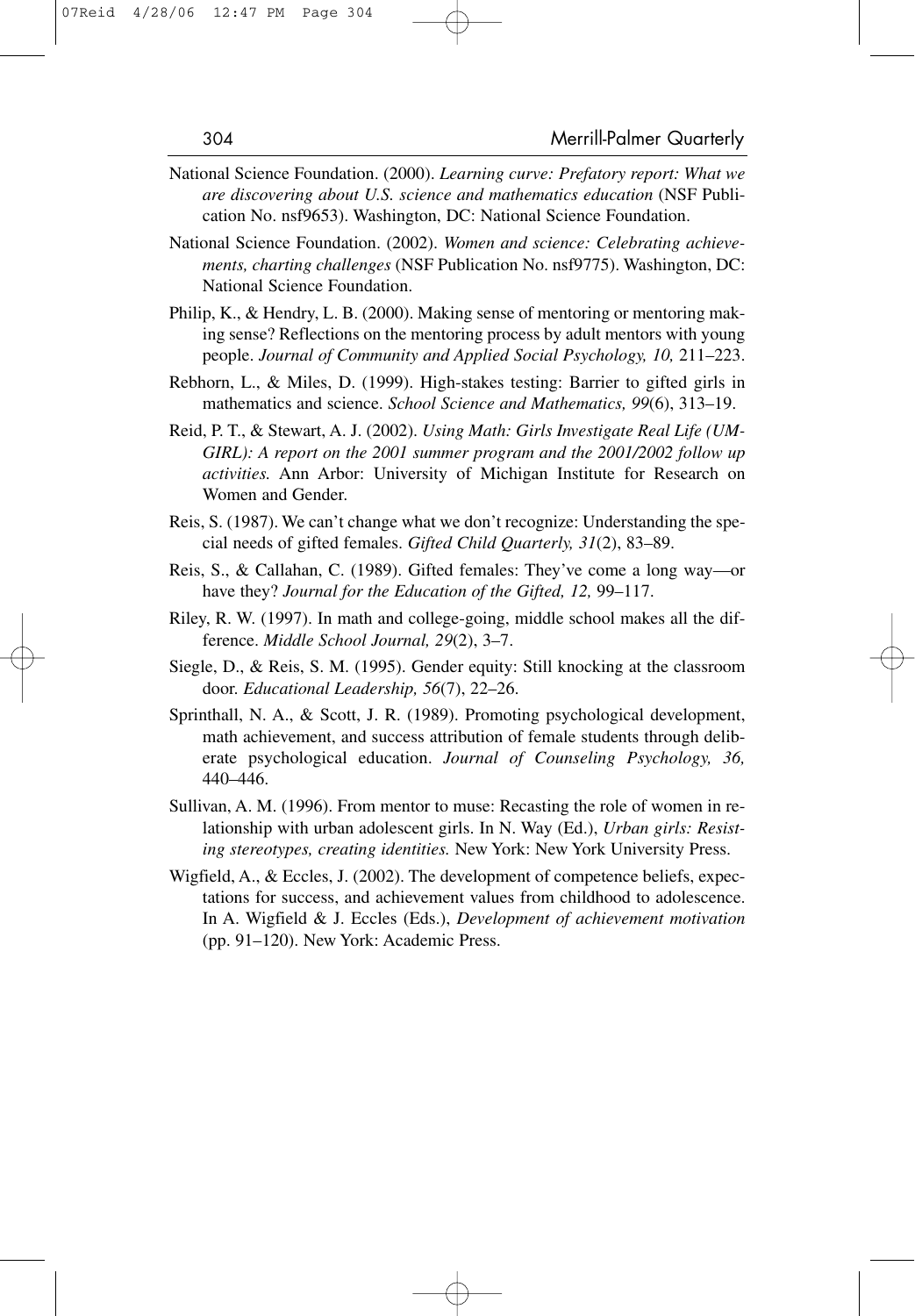National Science Foundation. (2000). *Learning curve: Prefatory report: What we are discovering about U.S. science and mathematics education* (NSF Publication No. nsf9653). Washington, DC: National Science Foundation.

National Science Foundation. (2002). *Women and science: Celebrating achievements, charting challenges* (NSF Publication No. nsf9775). Washington, DC: National Science Foundation.

Philip, K., & Hendry, L. B. (2000). Making sense of mentoring or mentoring making sense? Reflections on the mentoring process by adult mentors with young people. *Journal of Community and Applied Social Psychology, 10,* 211–223.

Rebhorn, L., & Miles, D. (1999). High-stakes testing: Barrier to gifted girls in mathematics and science. *School Science and Mathematics, 99*(6), 313–19.

Reid, P. T., & Stewart, A. J. (2002). *Using Math: Girls Investigate Real Life (UM-GIRL): A report on the 2001 summer program and the 2001/2002 follow up activities.* Ann Arbor: University of Michigan Institute for Research on Women and Gender.

Reis, S. (1987). We can't change what we don't recognize: Understanding the special needs of gifted females. *Gifted Child Quarterly, 31*(2), 83–89.

Reis, S., & Callahan, C. (1989). Gifted females: They've come a long way—or have they? *Journal for the Education of the Gifted, 12,* 99–117.

Riley, R. W. (1997). In math and college-going, middle school makes all the difference. *Middle School Journal, 29*(2), 3–7.

Siegle, D., & Reis, S. M. (1995). Gender equity: Still knocking at the classroom door. *Educational Leadership, 56*(7), 22–26.

Sprinthall, N. A., & Scott, J. R. (1989). Promoting psychological development, math achievement, and success attribution of female students through deliberate psychological education. *Journal of Counseling Psychology, 36,* 440–446.

Sullivan, A. M. (1996). From mentor to muse: Recasting the role of women in relationship with urban adolescent girls. In N. Way (Ed.), *Urban girls: Resisting stereotypes, creating identities.* New York: New York University Press.

Wigfield, A., & Eccles, J. (2002). The development of competence beliefs, expectations for success, and achievement values from childhood to adolescence. In A. Wigfield & J. Eccles (Eds.), *Development of achievement motivation* (pp. 91–120). New York: Academic Press.